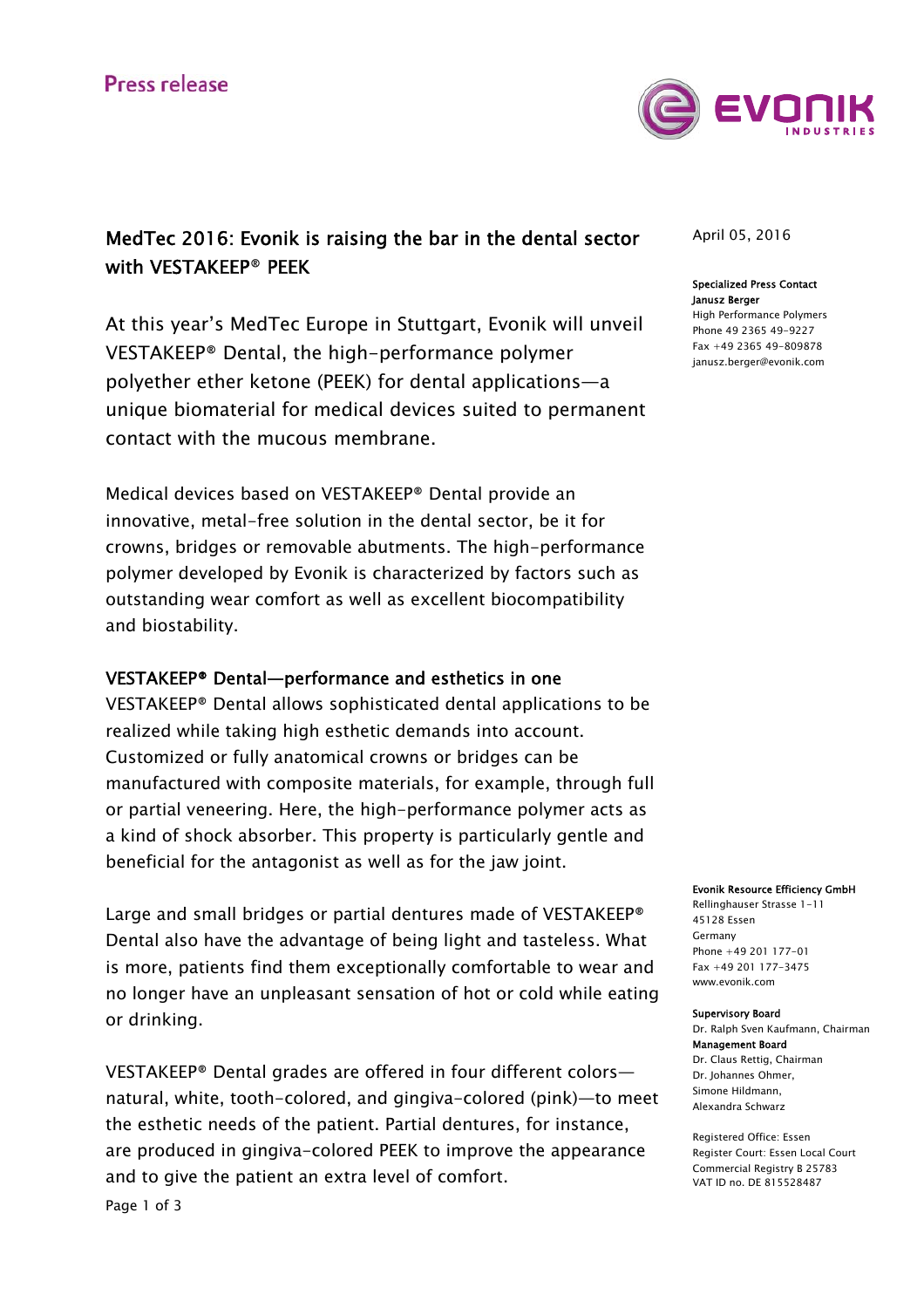Press release

April 05, 2016

# MedTec 2016: Evonik is raising the bar in the dental sector with VESTAKEEP® PEEK

At this year's MedTec Europe in Stuttgart, Evonik will unveil VESTAKEEP® Dental, the high-performance polymer polyether ether ketone (PEEK) for dental applications—a unique biomaterial for medical devices suited to permanent contact with the mucous membrane.

Medical devices based on VESTAKEEP® Dental provide an innovative, metal-free solution in the dental sector, be it for crowns, bridges or removable abutments. The high-performance polymer developed by Evonik is characterized by factors such as outstanding wear comfort as well as excellent biocompatibility and biostability.

## VESTAKEEP® Dental—performance and esthetics in one

VESTAKEEP® Dental allows sophisticated dental applications to be realized while taking high esthetic demands into account. Customized or fully anatomical crowns or bridges can be manufactured with composite materials, for example, through full or partial veneering. Here, the high-performance polymer acts as a kind of shock absorber. This property is particularly gentle and beneficial for the antagonist as well as for the jaw joint.

Large and small bridges or partial dentures made of VESTAKEEP® Dental also have the advantage of being light and tasteless. What is more, patients find them exceptionally comfortable to wear and no longer have an unpleasant sensation of hot or cold while eating or drinking.

VESTAKEEP® Dental grades are offered in four different colors—natural, white, tooth-colored, and gingiva-colored (pink)—to meet the esthetic needs of the patient. Partial dentures, for instance, are produced in gingiva-colored PEEK to improve the appearance and to give the patient an extra level of comfort.

**Specialized Press Contact**
**Janusz Berger**
High Performance Polymers
Phone 49 2365 49-9227
Fax +49 2365 49-809878
janusz.berger@evonik.com

**Evonik Resource Efficiency GmbH**
Rellinghauser Strasse 1-11
45128 Essen
Germany
Phone +49 201 177-01
Fax +49 201 177-3475
www.evonik.com

**Supervisory Board**
Dr. Ralph Sven Kaufmann, Chairman
**Management Board**
Dr. Claus Rettig, Chairman
Dr. Johannes Ohmer,
Simone Hildmann,
Alexandra Schwarz

Registered Office: Essen
Register Court: Essen Local Court
Commercial Registry B 25783
VAT ID no. DE 815528487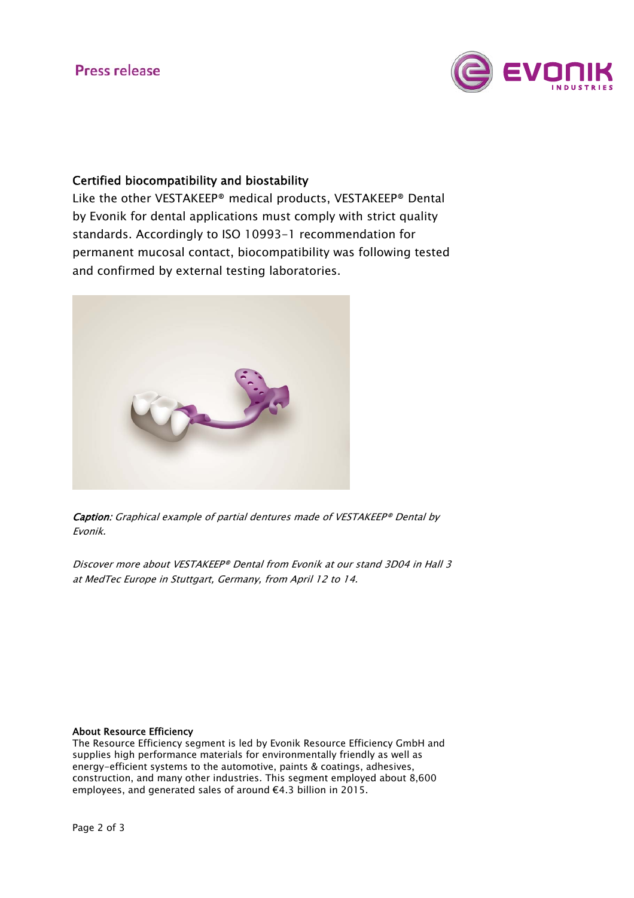## Certified biocompatibility and biostability

Like the other VESTAKEEP® medical products, VESTAKEEP® Dental by Evonik for dental applications must comply with strict quality standards. Accordingly to ISO 10993-1 recommendation for permanent mucosal contact, biocompatibility was following tested and confirmed by external testing laboratories.

***Caption***: *Graphical example of partial dentures made of VESTAKEEP® Dental by Evonik.*

*Discover more about VESTAKEEP® Dental from Evonik at our stand 3D04 in Hall 3 at MedTec Europe in Stuttgart, Germany, from April 12 to 14.*

**About Resource Efficiency**

The Resource Efficiency segment is led by Evonik Resource Efficiency GmbH and supplies high performance materials for environmentally friendly as well as energy-efficient systems to the automotive, paints & coatings, adhesives, construction, and many other industries. This segment employed about 8,600 employees, and generated sales of around €4.3 billion in 2015.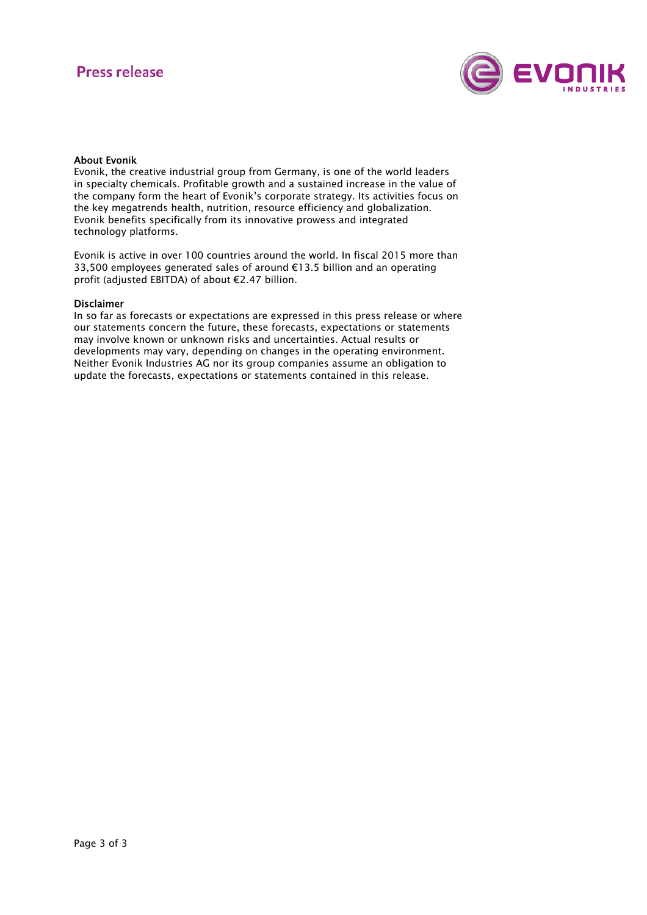**About Evonik**

Evonik, the creative industrial group from Germany, is one of the world leaders in specialty chemicals. Profitable growth and a sustained increase in the value of the company form the heart of Evonik's corporate strategy. Its activities focus on the key megatrends health, nutrition, resource efficiency and globalization. Evonik benefits specifically from its innovative prowess and integrated technology platforms.

Evonik is active in over 100 countries around the world. In fiscal 2015 more than 33,500 employees generated sales of around €13.5 billion and an operating profit (adjusted EBITDA) of about €2.47 billion.

**Disclaimer**

In so far as forecasts or expectations are expressed in this press release or where our statements concern the future, these forecasts, expectations or statements may involve known or unknown risks and uncertainties. Actual results or developments may vary, depending on changes in the operating environment. Neither Evonik Industries AG nor its group companies assume an obligation to update the forecasts, expectations or statements contained in this release.